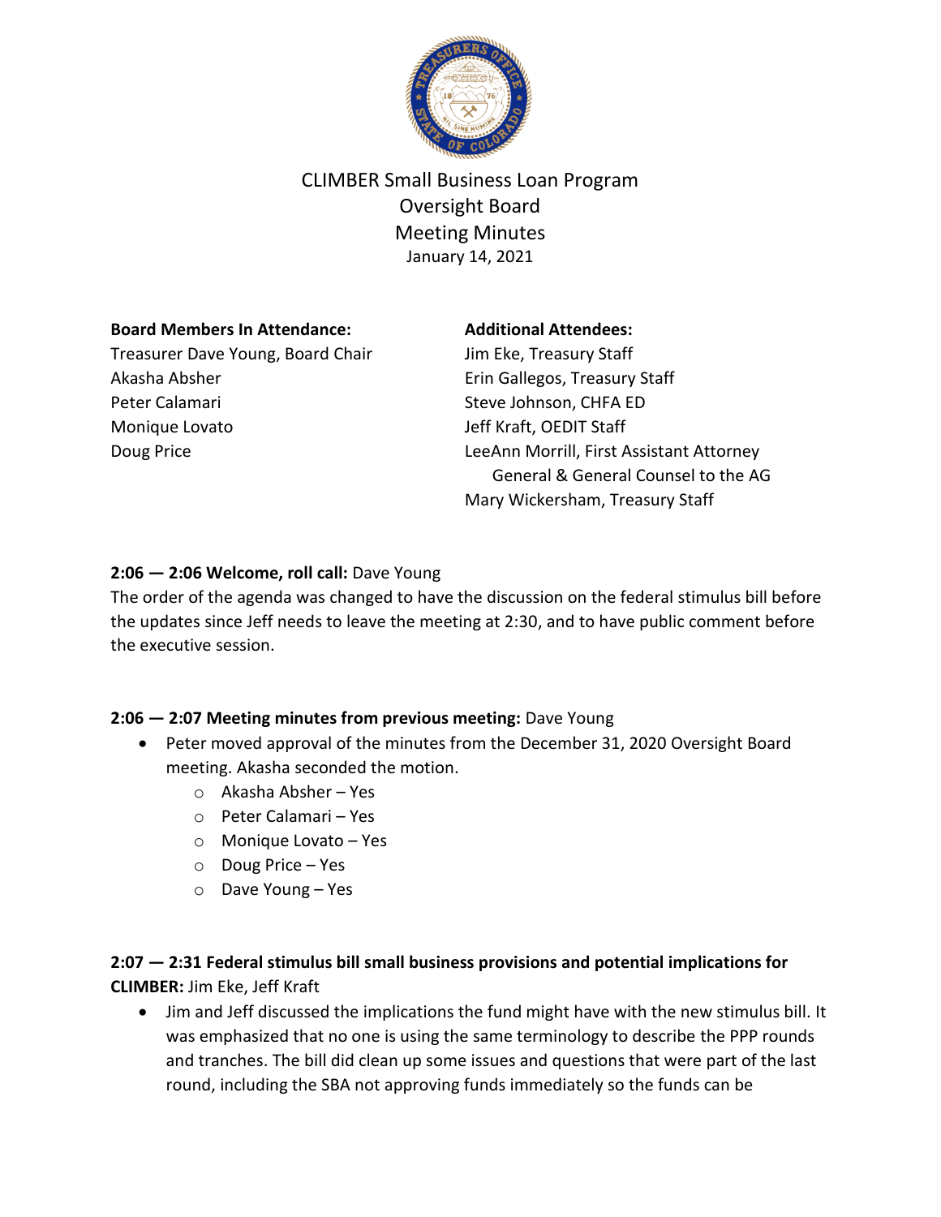# CLIMBER Small Business Loan Program
## Oversight Board
## Meeting Minutes
January 14, 2021

**Board Members In Attendance:**
Treasurer Dave Young, Board Chair
Akasha Absher
Peter Calamari
Monique Lovato
Doug Price

**Additional Attendees:**
Jim Eke, Treasury Staff
Erin Gallegos, Treasury Staff
Steve Johnson, CHFA ED
Jeff Kraft, OEDIT Staff
LeeAnn Morrill, First Assistant Attorney General & General Counsel to the AG
Mary Wickersham, Treasury Staff

**2:06 — 2:06 Welcome, roll call:** Dave Young
The order of the agenda was changed to have the discussion on the federal stimulus bill before the updates since Jeff needs to leave the meeting at 2:30, and to have public comment before the executive session.

**2:06 — 2:07 Meeting minutes from previous meeting:** Dave Young

- Peter moved approval of the minutes from the December 31, 2020 Oversight Board meeting. Akasha seconded the motion.
  - Akasha Absher – Yes
  - Peter Calamari – Yes
  - Monique Lovato – Yes
  - Doug Price – Yes
  - Dave Young – Yes

**2:07 — 2:31 Federal stimulus bill small business provisions and potential implications for CLIMBER:** Jim Eke, Jeff Kraft

- Jim and Jeff discussed the implications the fund might have with the new stimulus bill. It was emphasized that no one is using the same terminology to describe the PPP rounds and tranches. The bill did clean up some issues and questions that were part of the last round, including the SBA not approving funds immediately so the funds can be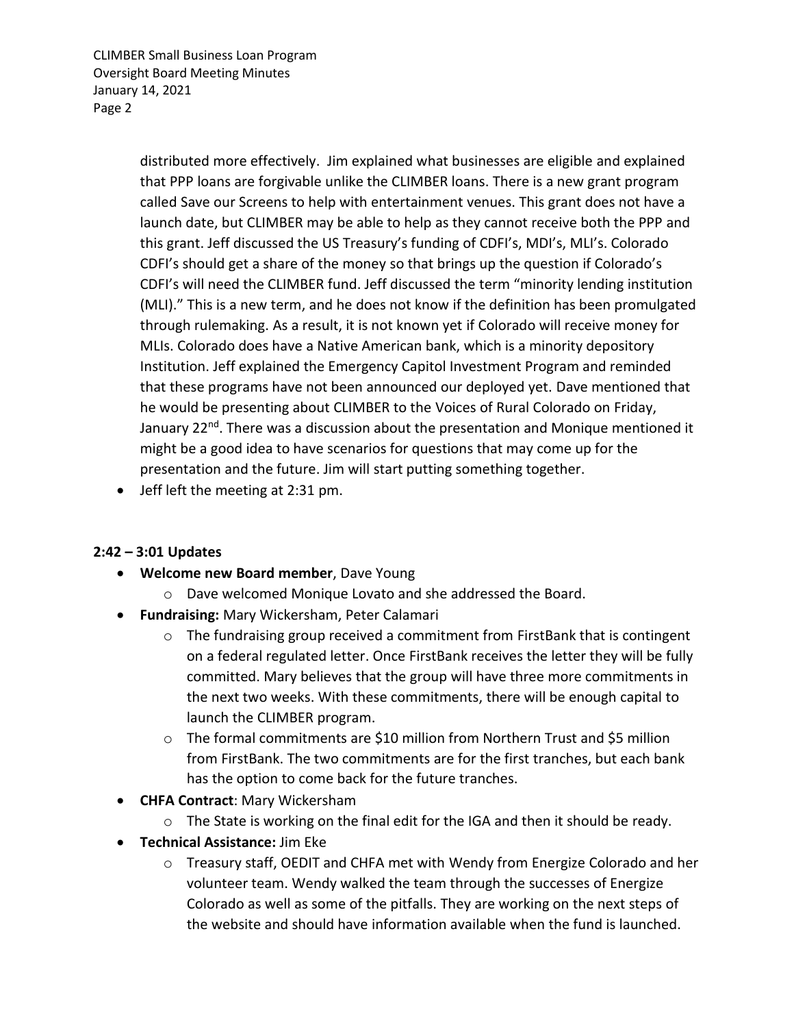distributed more effectively. Jim explained what businesses are eligible and explained that PPP loans are forgivable unlike the CLIMBER loans. There is a new grant program called Save our Screens to help with entertainment venues. This grant does not have a launch date, but CLIMBER may be able to help as they cannot receive both the PPP and this grant. Jeff discussed the US Treasury's funding of CDFI's, MDI's, MLI's. Colorado CDFI's should get a share of the money so that brings up the question if Colorado's CDFI's will need the CLIMBER fund. Jeff discussed the term "minority lending institution (MLI)." This is a new term, and he does not know if the definition has been promulgated through rulemaking. As a result, it is not known yet if Colorado will receive money for MLIs. Colorado does have a Native American bank, which is a minority depository Institution. Jeff explained the Emergency Capitol Investment Program and reminded that these programs have not been announced our deployed yet. Dave mentioned that he would be presenting about CLIMBER to the Voices of Rural Colorado on Friday, January 22nd. There was a discussion about the presentation and Monique mentioned it might be a good idea to have scenarios for questions that may come up for the presentation and the future. Jim will start putting something together.

- Jeff left the meeting at 2:31 pm.

**2:42 – 3:01 Updates**

- **Welcome new Board member**, Dave Young
  - Dave welcomed Monique Lovato and she addressed the Board.
- **Fundraising:** Mary Wickersham, Peter Calamari
  - The fundraising group received a commitment from FirstBank that is contingent on a federal regulated letter. Once FirstBank receives the letter they will be fully committed. Mary believes that the group will have three more commitments in the next two weeks. With these commitments, there will be enough capital to launch the CLIMBER program.
  - The formal commitments are $10 million from Northern Trust and $5 million from FirstBank. The two commitments are for the first tranches, but each bank has the option to come back for the future tranches.
- **CHFA Contract**: Mary Wickersham
  - The State is working on the final edit for the IGA and then it should be ready.
- **Technical Assistance:** Jim Eke
  - Treasury staff, OEDIT and CHFA met with Wendy from Energize Colorado and her volunteer team. Wendy walked the team through the successes of Energize Colorado as well as some of the pitfalls. They are working on the next steps of the website and should have information available when the fund is launched.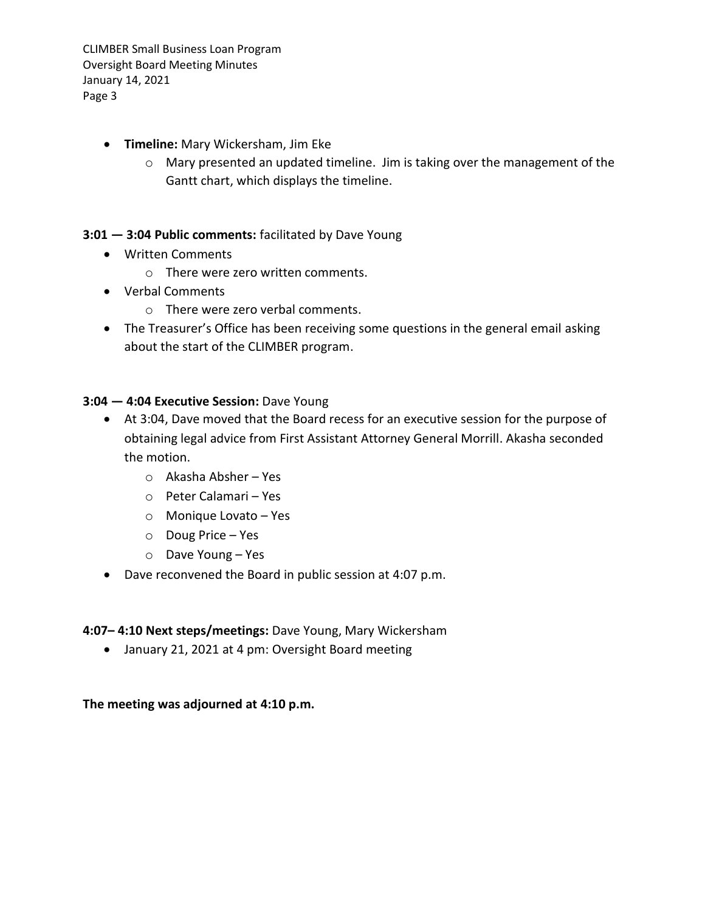- **Timeline:** Mary Wickersham, Jim Eke
  - Mary presented an updated timeline. Jim is taking over the management of the Gantt chart, which displays the timeline.

**3:01 — 3:04 Public comments:** facilitated by Dave Young

- Written Comments
  - There were zero written comments.
- Verbal Comments
  - There were zero verbal comments.
- The Treasurer's Office has been receiving some questions in the general email asking about the start of the CLIMBER program.

**3:04 — 4:04 Executive Session:** Dave Young

- At 3:04, Dave moved that the Board recess for an executive session for the purpose of obtaining legal advice from First Assistant Attorney General Morrill. Akasha seconded the motion.
  - Akasha Absher – Yes
  - Peter Calamari – Yes
  - Monique Lovato – Yes
  - Doug Price – Yes
  - Dave Young – Yes
- Dave reconvened the Board in public session at 4:07 p.m.

**4:07– 4:10 Next steps/meetings:** Dave Young, Mary Wickersham

- January 21, 2021 at 4 pm: Oversight Board meeting

**The meeting was adjourned at 4:10 p.m.**